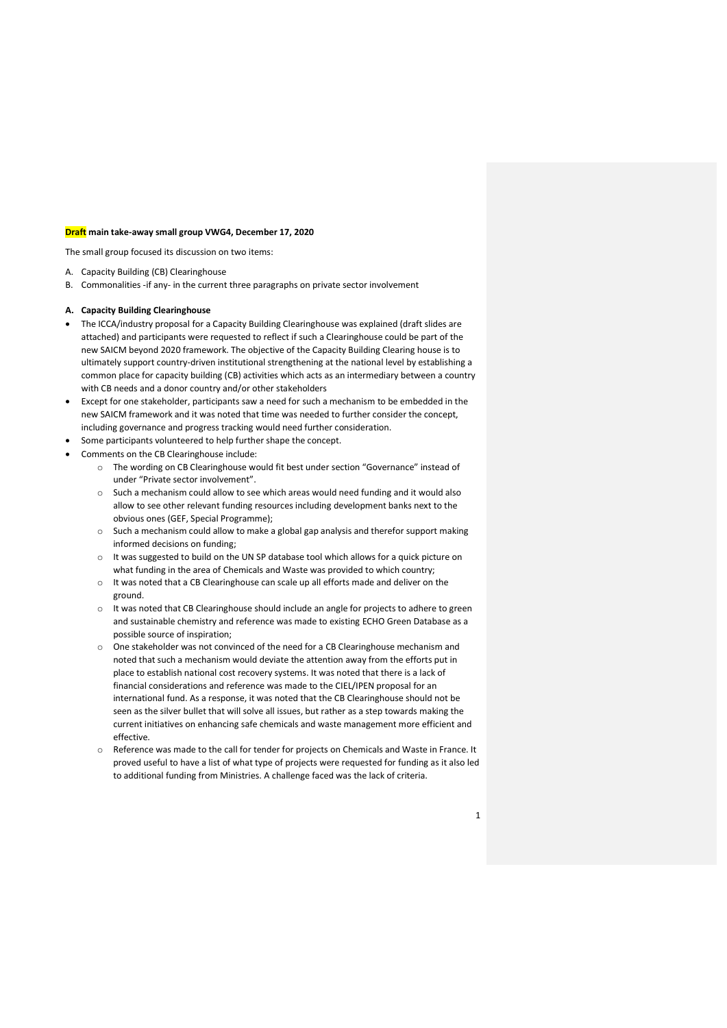**Draft main take-away small group VWG4, December 17, 2020**

The small group focused its discussion on two items:

A. Capacity Building (CB) Clearinghouse
B. Commonalities -if any- in the current three paragraphs on private sector involvement

**A. Capacity Building Clearinghouse**

- The ICCA/industry proposal for a Capacity Building Clearinghouse was explained (draft slides are attached) and participants were requested to reflect if such a Clearinghouse could be part of the new SAICM beyond 2020 framework. The objective of the Capacity Building Clearing house is to ultimately support country-driven institutional strengthening at the national level by establishing a common place for capacity building (CB) activities which acts as an intermediary between a country with CB needs and a donor country and/or other stakeholders
- Except for one stakeholder, participants saw a need for such a mechanism to be embedded in the new SAICM framework and it was noted that time was needed to further consider the concept, including governance and progress tracking would need further consideration.
- Some participants volunteered to help further shape the concept.
- Comments on the CB Clearinghouse include:
  - The wording on CB Clearinghouse would fit best under section "Governance" instead of under "Private sector involvement".
  - Such a mechanism could allow to see which areas would need funding and it would also allow to see other relevant funding resources including development banks next to the obvious ones (GEF, Special Programme);
  - Such a mechanism could allow to make a global gap analysis and therefor support making informed decisions on funding;
  - It was suggested to build on the UN SP database tool which allows for a quick picture on what funding in the area of Chemicals and Waste was provided to which country;
  - It was noted that a CB Clearinghouse can scale up all efforts made and deliver on the ground.
  - It was noted that CB Clearinghouse should include an angle for projects to adhere to green and sustainable chemistry and reference was made to existing ECHO Green Database as a possible source of inspiration;
  - One stakeholder was not convinced of the need for a CB Clearinghouse mechanism and noted that such a mechanism would deviate the attention away from the efforts put in place to establish national cost recovery systems. It was noted that there is a lack of financial considerations and reference was made to the CIEL/IPEN proposal for an international fund. As a response, it was noted that the CB Clearinghouse should not be seen as the silver bullet that will solve all issues, but rather as a step towards making the current initiatives on enhancing safe chemicals and waste management more efficient and effective.
  - Reference was made to the call for tender for projects on Chemicals and Waste in France. It proved useful to have a list of what type of projects were requested for funding as it also led to additional funding from Ministries. A challenge faced was the lack of criteria.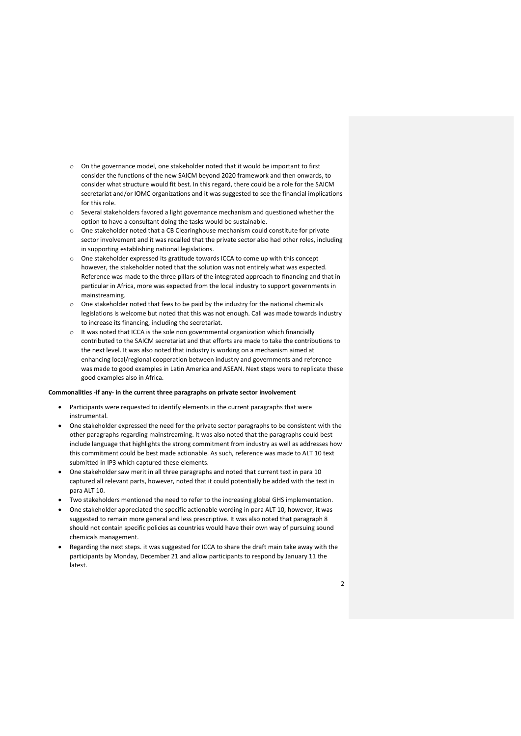- On the governance model, one stakeholder noted that it would be important to first consider the functions of the new SAICM beyond 2020 framework and then onwards, to consider what structure would fit best. In this regard, there could be a role for the SAICM secretariat and/or IOMC organizations and it was suggested to see the financial implications for this role.
- Several stakeholders favored a light governance mechanism and questioned whether the option to have a consultant doing the tasks would be sustainable.
- One stakeholder noted that a CB Clearinghouse mechanism could constitute for private sector involvement and it was recalled that the private sector also had other roles, including in supporting establishing national legislations.
- One stakeholder expressed its gratitude towards ICCA to come up with this concept however, the stakeholder noted that the solution was not entirely what was expected. Reference was made to the three pillars of the integrated approach to financing and that in particular in Africa, more was expected from the local industry to support governments in mainstreaming.
- One stakeholder noted that fees to be paid by the industry for the national chemicals legislations is welcome but noted that this was not enough. Call was made towards industry to increase its financing, including the secretariat.
- It was noted that ICCA is the sole non governmental organization which financially contributed to the SAICM secretariat and that efforts are made to take the contributions to the next level. It was also noted that industry is working on a mechanism aimed at enhancing local/regional cooperation between industry and governments and reference was made to good examples in Latin America and ASEAN. Next steps were to replicate these good examples also in Africa.

**Commonalities -if any- in the current three paragraphs on private sector involvement**

- Participants were requested to identify elements in the current paragraphs that were instrumental.
- One stakeholder expressed the need for the private sector paragraphs to be consistent with the other paragraphs regarding mainstreaming. It was also noted that the paragraphs could best include language that highlights the strong commitment from industry as well as addresses how this commitment could be best made actionable. As such, reference was made to ALT 10 text submitted in IP3 which captured these elements.
- One stakeholder saw merit in all three paragraphs and noted that current text in para 10 captured all relevant parts, however, noted that it could potentially be added with the text in para ALT 10.
- Two stakeholders mentioned the need to refer to the increasing global GHS implementation.
- One stakeholder appreciated the specific actionable wording in para ALT 10, however, it was suggested to remain more general and less prescriptive. It was also noted that paragraph 8 should not contain specific policies as countries would have their own way of pursuing sound chemicals management.
- Regarding the next steps. it was suggested for ICCA to share the draft main take away with the participants by Monday, December 21 and allow participants to respond by January 11 the latest.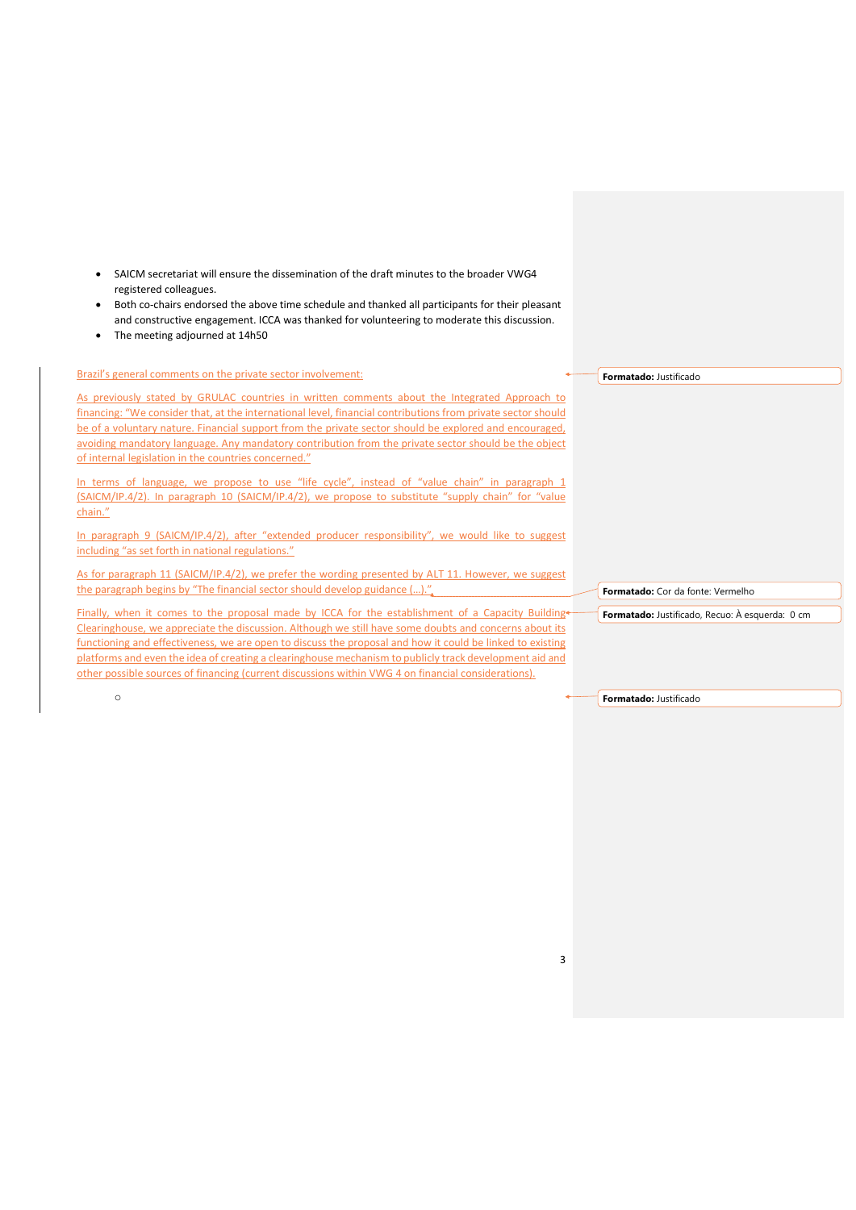- SICM secretariat will ensure the dissemination of the draft minutes to the broader VWG4 registered colleagues.
- Both co-chairs endorsed the above time schedule and thanked all participants for their pleasant and constructive engagement. ICCA was thanked for volunteering to moderate this discussion.
- The meeting adjourned at 14h50

Brazil's general comments on the private sector involvement:

As previously stated by GRULAC countries in written comments about the Integrated Approach to financing: "We consider that, at the international level, financial contributions from private sector should be of a voluntary nature. Financial support from the private sector should be explored and encouraged, avoiding mandatory language. Any mandatory contribution from the private sector should be the object of internal legislation in the countries concerned."

In terms of language, we propose to use "life cycle", instead of "value chain" in paragraph 1 (SAICM/IP.4/2). In paragraph 10 (SAICM/IP.4/2), we propose to substitute "supply chain" for "value chain."

In paragraph 9 (SAICM/IP.4/2), after "extended producer responsibility", we would like to suggest including "as set forth in national regulations."

As for paragraph 11 (SAICM/IP.4/2), we prefer the wording presented by ALT 11. However, we suggest the paragraph begins by "The financial sector should develop guidance (...)."

Finally, when it comes to the proposal made by ICCA for the establishment of a Capacity Building Clearinghouse, we appreciate the discussion. Although we still have some doubts and concerns about its functioning and effectiveness, we are open to discuss the proposal and how it could be linked to existing platforms and even the idea of creating a clearinghouse mechanism to publicly track development aid and other possible sources of financing (current discussions within VWG 4 on financial considerations).

Formatado: Justificado

Formatado: Cor da fonte: Vermelho

Formatado: Justificado, Recuo: À esquerda: 0 cm

Formatado: Justificado